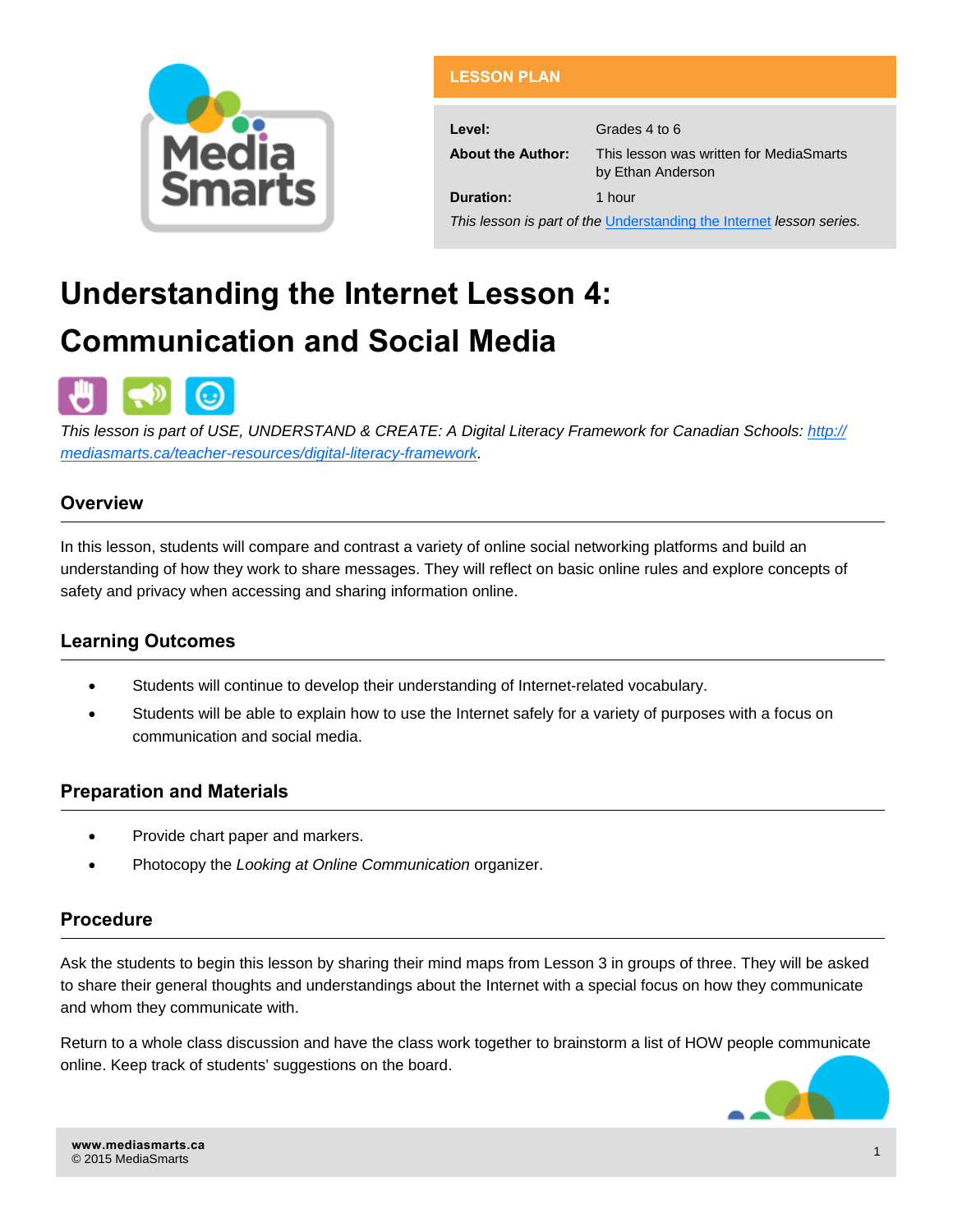**LESSON PLAN**

| | |
|---|---|
| **Level:** | Grades 4 to 6 |
| **About the Author:** | This lesson was written for MediaSmarts by Ethan Anderson |
| **Duration:** | 1 hour |

*This lesson is part of the* [Understanding the Internet](#) *lesson series.*

# Understanding the Internet Lesson 4: Communication and Social Media

*This lesson is part of USE, UNDERSTAND & CREATE: A Digital Literacy Framework for Canadian Schools:* [http://mediasmarts.ca/teacher-resources/digital-literacy-framework](http://mediasmarts.ca/teacher-resources/digital-literacy-framework).

## Overview

In this lesson, students will compare and contrast a variety of online social networking platforms and build an understanding of how they work to share messages. They will reflect on basic online rules and explore concepts of safety and privacy when accessing and sharing information online.

## Learning Outcomes

- Students will continue to develop their understanding of Internet-related vocabulary.
- Students will be able to explain how to use the Internet safely for a variety of purposes with a focus on communication and social media.

## Preparation and Materials

- Provide chart paper and markers.
- Photocopy the *Looking at Online Communication* organizer.

## Procedure

Ask the students to begin this lesson by sharing their mind maps from Lesson 3 in groups of three. They will be asked to share their general thoughts and understandings about the Internet with a special focus on how they communicate and whom they communicate with.

Return to a whole class discussion and have the class work together to brainstorm a list of HOW people communicate online. Keep track of students' suggestions on the board.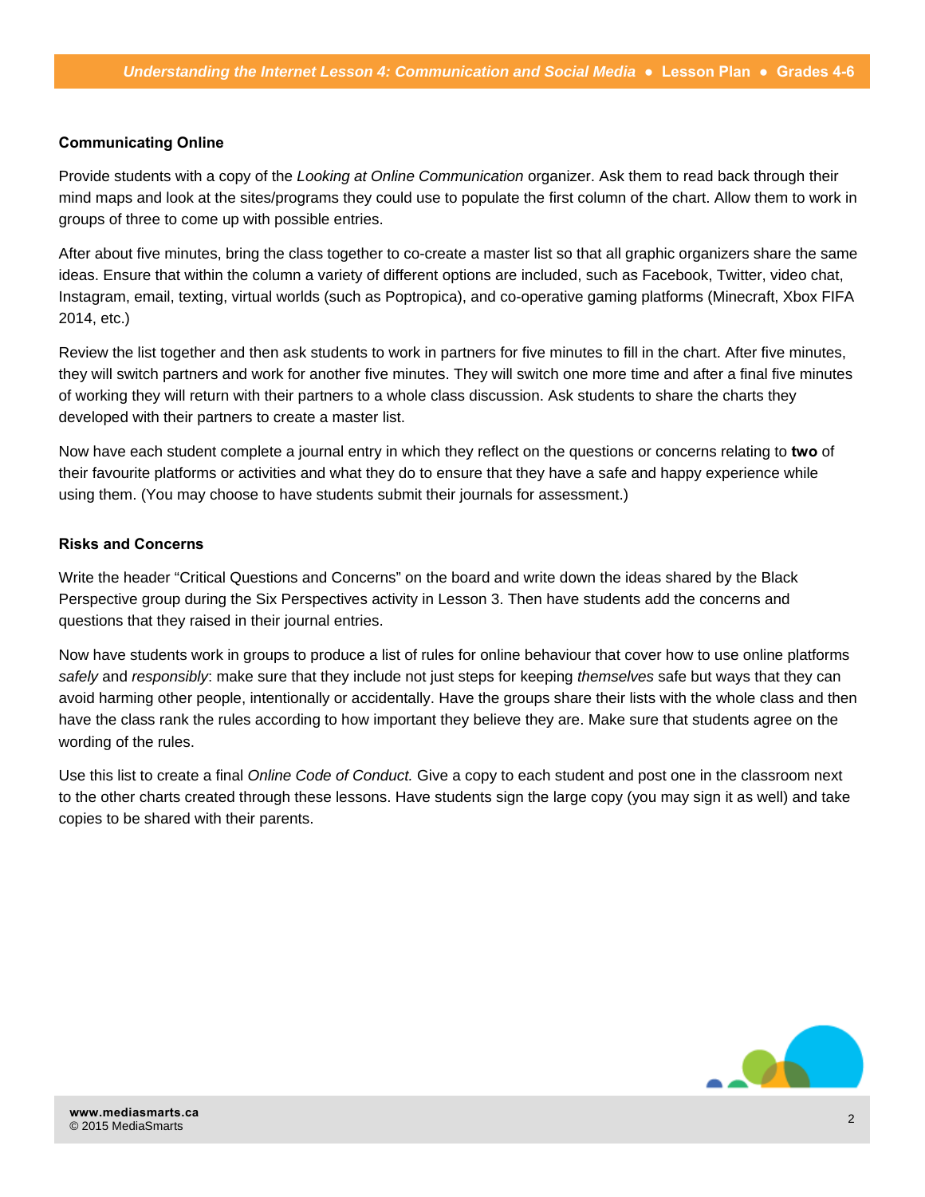### Communicating Online

Provide students with a copy of the *Looking at Online Communication* organizer. Ask them to read back through their mind maps and look at the sites/programs they could use to populate the first column of the chart. Allow them to work in groups of three to come up with possible entries.

After about five minutes, bring the class together to co-create a master list so that all graphic organizers share the same ideas. Ensure that within the column a variety of different options are included, such as Facebook, Twitter, video chat, Instagram, email, texting, virtual worlds (such as Poptropica), and co-operative gaming platforms (Minecraft, Xbox FIFA 2014, etc.)

Review the list together and then ask students to work in partners for five minutes to fill in the chart. After five minutes, they will switch partners and work for another five minutes. They will switch one more time and after a final five minutes of working they will return with their partners to a whole class discussion. Ask students to share the charts they developed with their partners to create a master list.

Now have each student complete a journal entry in which they reflect on the questions or concerns relating to **two** of their favourite platforms or activities and what they do to ensure that they have a safe and happy experience while using them. (You may choose to have students submit their journals for assessment.)

### Risks and Concerns

Write the header "Critical Questions and Concerns" on the board and write down the ideas shared by the Black Perspective group during the Six Perspectives activity in Lesson 3. Then have students add the concerns and questions that they raised in their journal entries.

Now have students work in groups to produce a list of rules for online behaviour that cover how to use online platforms *safely* and *responsibly*: make sure that they include not just steps for keeping *themselves* safe but ways that they can avoid harming other people, intentionally or accidentally. Have the groups share their lists with the whole class and then have the class rank the rules according to how important they believe they are. Make sure that students agree on the wording of the rules.

Use this list to create a final *Online Code of Conduct.* Give a copy to each student and post one in the classroom next to the other charts created through these lessons. Have students sign the large copy (you may sign it as well) and take copies to be shared with their parents.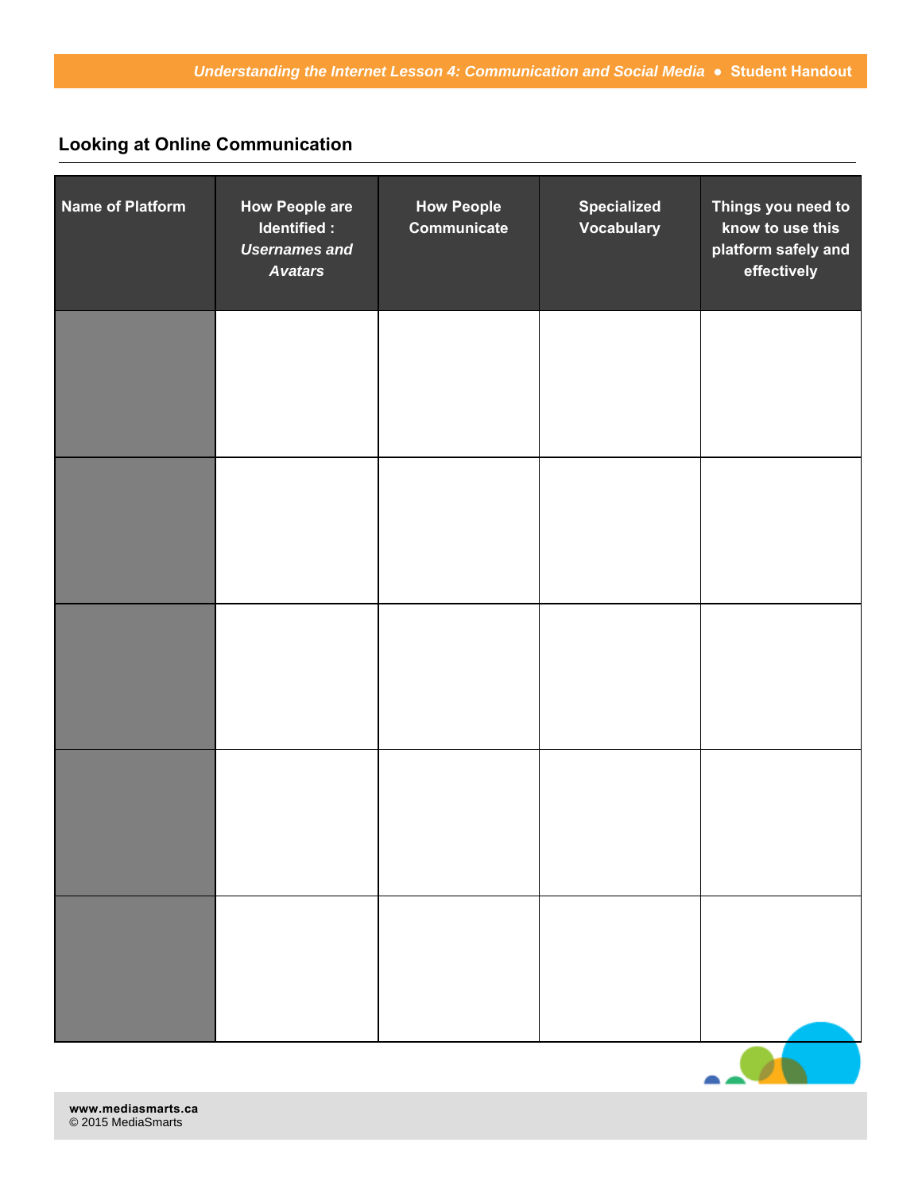## Looking at Online Communication

| Name of Platform | How People are Identified : *Usernames and Avatars* | How People Communicate | Specialized Vocabulary | Things you need to know to use this platform safely and effectively |
|---|---|---|---|---|
| | | | | |
| | | | | |
| | | | | |
| | | | | |
| | | | | |